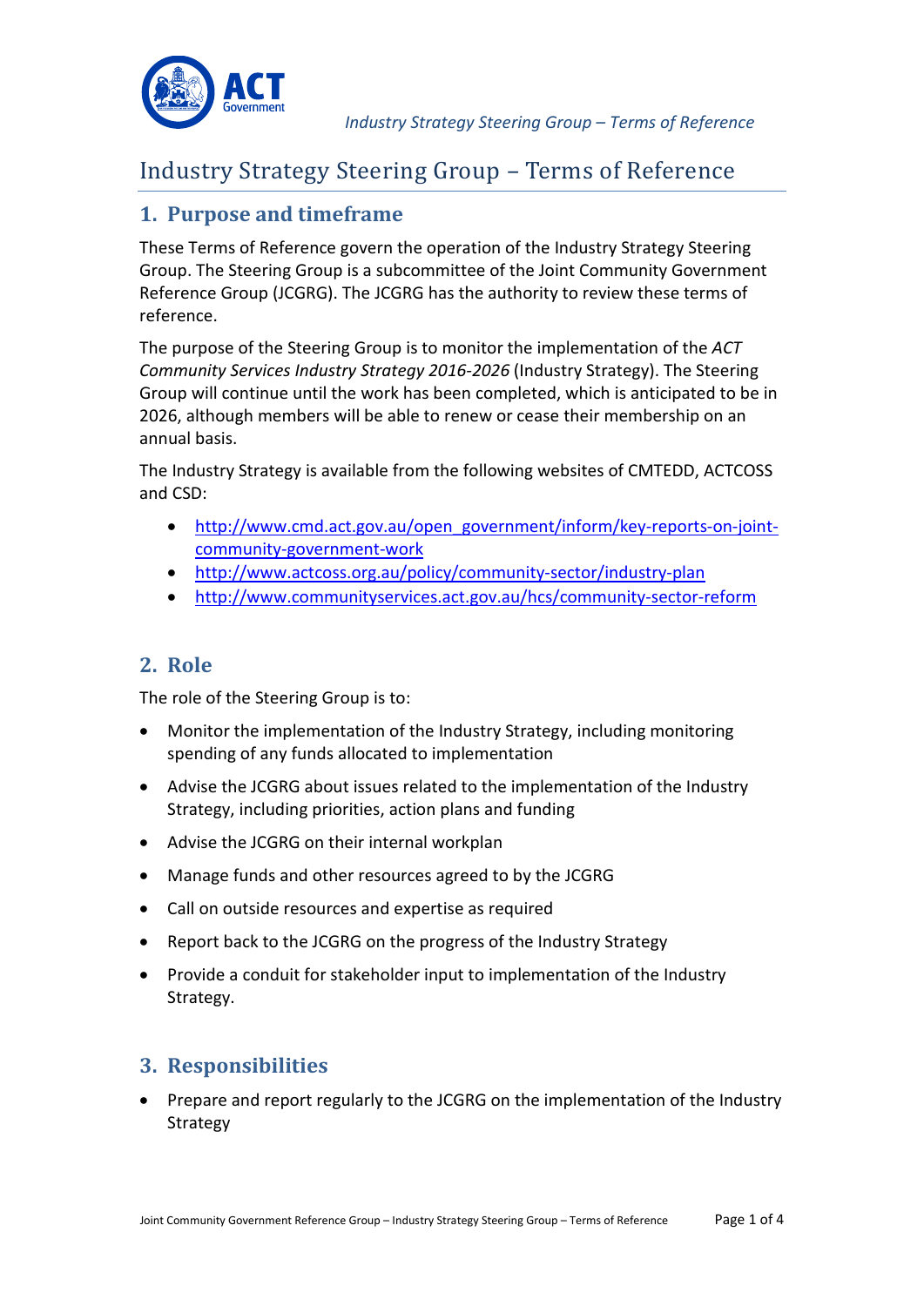# Industry Strategy Steering Group – Terms of Reference

## 1. Purpose and timeframe

These Terms of Reference govern the operation of the Industry Strategy Steering Group. The Steering Group is a subcommittee of the Joint Community Government Reference Group (JCGRG). The JCGRG has the authority to review these terms of reference.

The purpose of the Steering Group is to monitor the implementation of the *ACT Community Services Industry Strategy 2016-2026* (Industry Strategy). The Steering Group will continue until the work has been completed, which is anticipated to be in 2026, although members will be able to renew or cease their membership on an annual basis.

The Industry Strategy is available from the following websites of CMTEDD, ACTCOSS and CSD:

- http://www.cmd.act.gov.au/open_government/inform/key-reports-on-joint-community-government-work
- http://www.actcoss.org.au/policy/community-sector/industry-plan
- http://www.communityservices.act.gov.au/hcs/community-sector-reform

## 2. Role

The role of the Steering Group is to:

- Monitor the implementation of the Industry Strategy, including monitoring spending of any funds allocated to implementation
- Advise the JCGRG about issues related to the implementation of the Industry Strategy, including priorities, action plans and funding
- Advise the JCGRG on their internal workplan
- Manage funds and other resources agreed to by the JCGRG
- Call on outside resources and expertise as required
- Report back to the JCGRG on the progress of the Industry Strategy
- Provide a conduit for stakeholder input to implementation of the Industry Strategy.

## 3. Responsibilities

- Prepare and report regularly to the JCGRG on the implementation of the Industry Strategy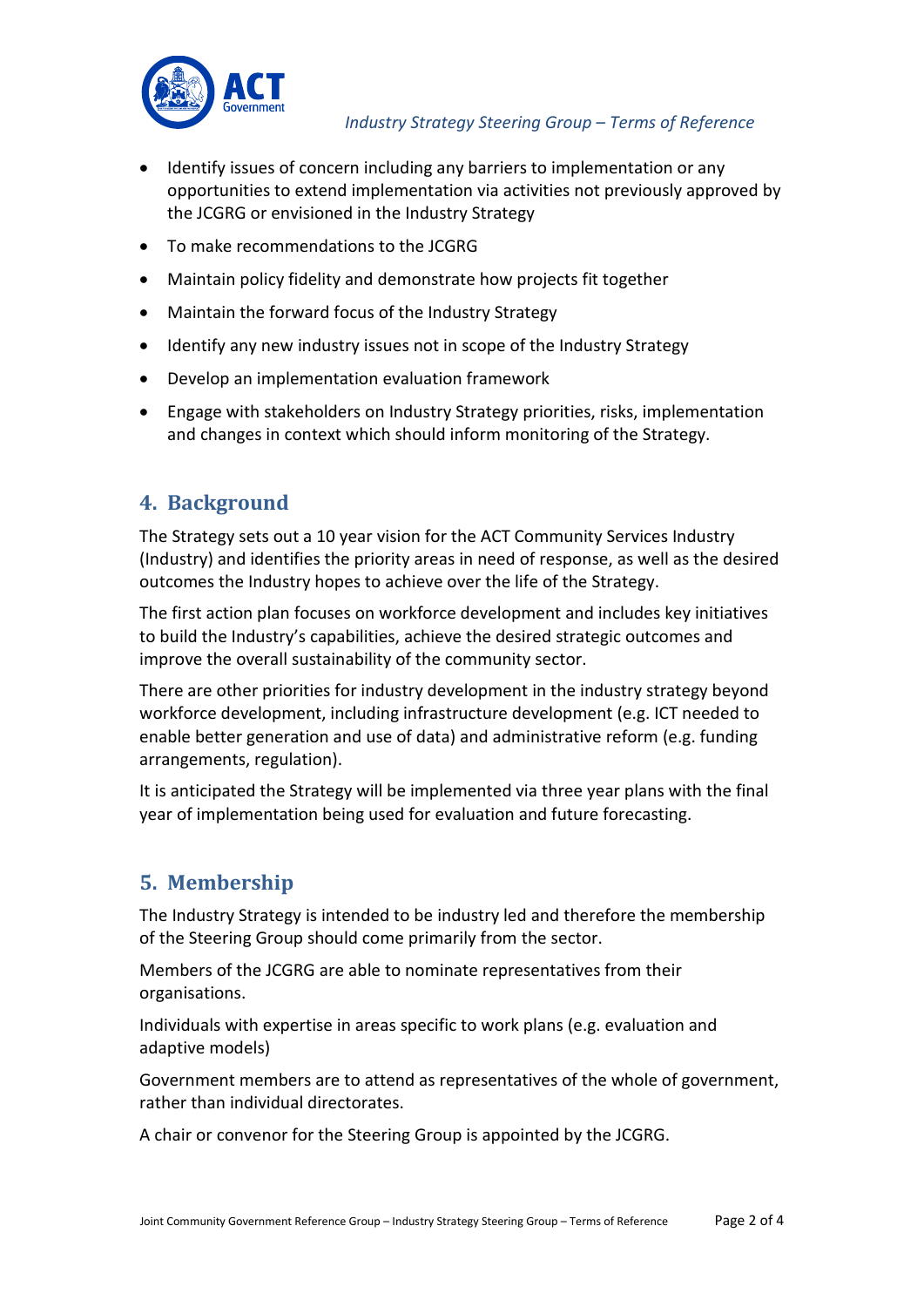- Identify issues of concern including any barriers to implementation or any opportunities to extend implementation via activities not previously approved by the JCGRG or envisioned in the Industry Strategy
- To make recommendations to the JCGRG
- Maintain policy fidelity and demonstrate how projects fit together
- Maintain the forward focus of the Industry Strategy
- Identify any new industry issues not in scope of the Industry Strategy
- Develop an implementation evaluation framework
- Engage with stakeholders on Industry Strategy priorities, risks, implementation and changes in context which should inform monitoring of the Strategy.

## 4. Background

The Strategy sets out a 10 year vision for the ACT Community Services Industry (Industry) and identifies the priority areas in need of response, as well as the desired outcomes the Industry hopes to achieve over the life of the Strategy.

The first action plan focuses on workforce development and includes key initiatives to build the Industry's capabilities, achieve the desired strategic outcomes and improve the overall sustainability of the community sector.

There are other priorities for industry development in the industry strategy beyond workforce development, including infrastructure development (e.g. ICT needed to enable better generation and use of data) and administrative reform (e.g. funding arrangements, regulation).

It is anticipated the Strategy will be implemented via three year plans with the final year of implementation being used for evaluation and future forecasting.

## 5. Membership

The Industry Strategy is intended to be industry led and therefore the membership of the Steering Group should come primarily from the sector.

Members of the JCGRG are able to nominate representatives from their organisations.

Individuals with expertise in areas specific to work plans (e.g. evaluation and adaptive models)

Government members are to attend as representatives of the whole of government, rather than individual directorates.

A chair or convenor for the Steering Group is appointed by the JCGRG.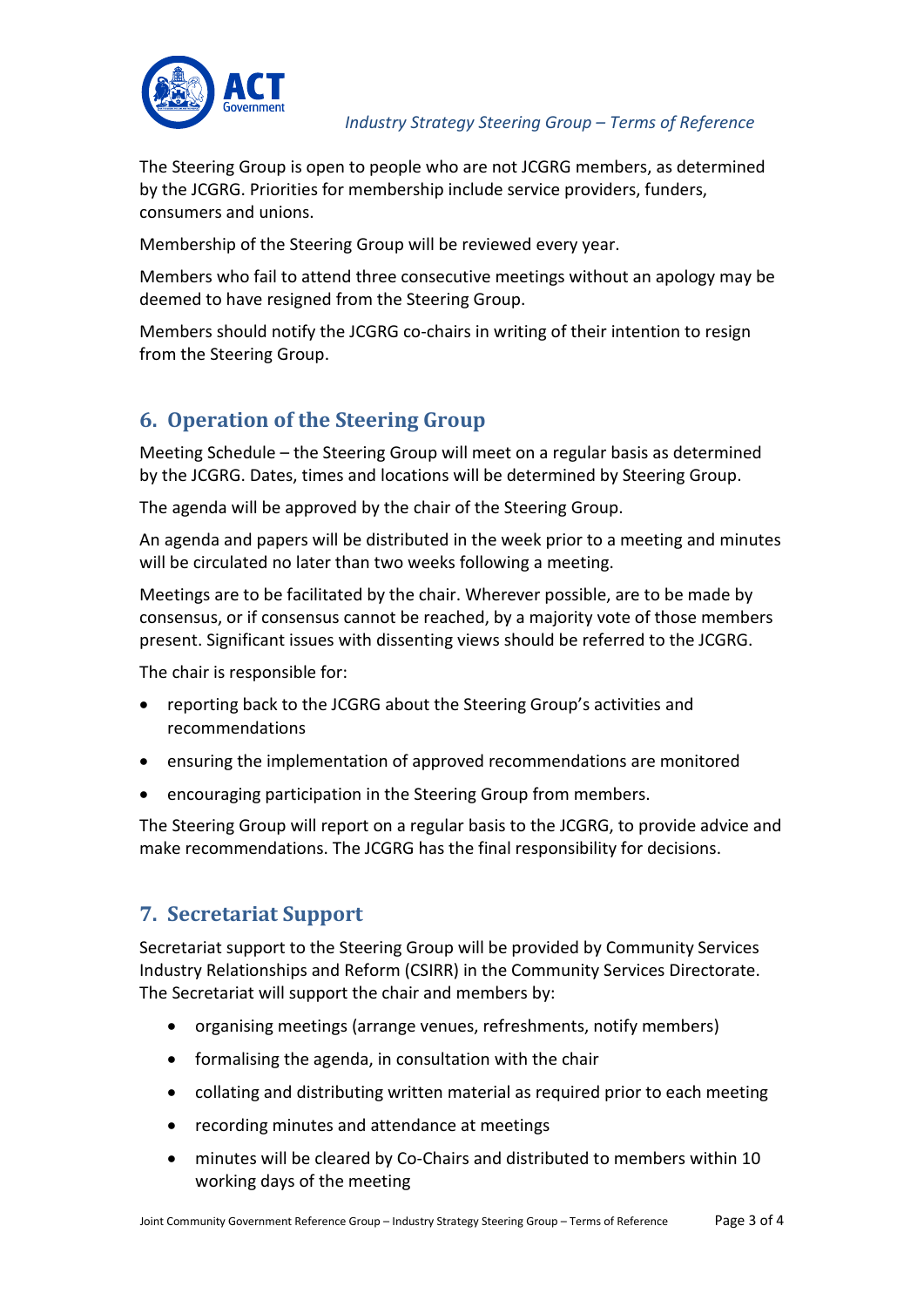The Steering Group is open to people who are not JCGRG members, as determined by the JCGRG. Priorities for membership include service providers, funders, consumers and unions.

Membership of the Steering Group will be reviewed every year.

Members who fail to attend three consecutive meetings without an apology may be deemed to have resigned from the Steering Group.

Members should notify the JCGRG co-chairs in writing of their intention to resign from the Steering Group.

## 6. Operation of the Steering Group

Meeting Schedule – the Steering Group will meet on a regular basis as determined by the JCGRG. Dates, times and locations will be determined by Steering Group.

The agenda will be approved by the chair of the Steering Group.

An agenda and papers will be distributed in the week prior to a meeting and minutes will be circulated no later than two weeks following a meeting.

Meetings are to be facilitated by the chair. Wherever possible, are to be made by consensus, or if consensus cannot be reached, by a majority vote of those members present. Significant issues with dissenting views should be referred to the JCGRG.

The chair is responsible for:

- reporting back to the JCGRG about the Steering Group's activities and recommendations
- ensuring the implementation of approved recommendations are monitored
- encouraging participation in the Steering Group from members.

The Steering Group will report on a regular basis to the JCGRG, to provide advice and make recommendations. The JCGRG has the final responsibility for decisions.

## 7. Secretariat Support

Secretariat support to the Steering Group will be provided by Community Services Industry Relationships and Reform (CSIRR) in the Community Services Directorate. The Secretariat will support the chair and members by:

- organising meetings (arrange venues, refreshments, notify members)
- formalising the agenda, in consultation with the chair
- collating and distributing written material as required prior to each meeting
- recording minutes and attendance at meetings
- minutes will be cleared by Co-Chairs and distributed to members within 10 working days of the meeting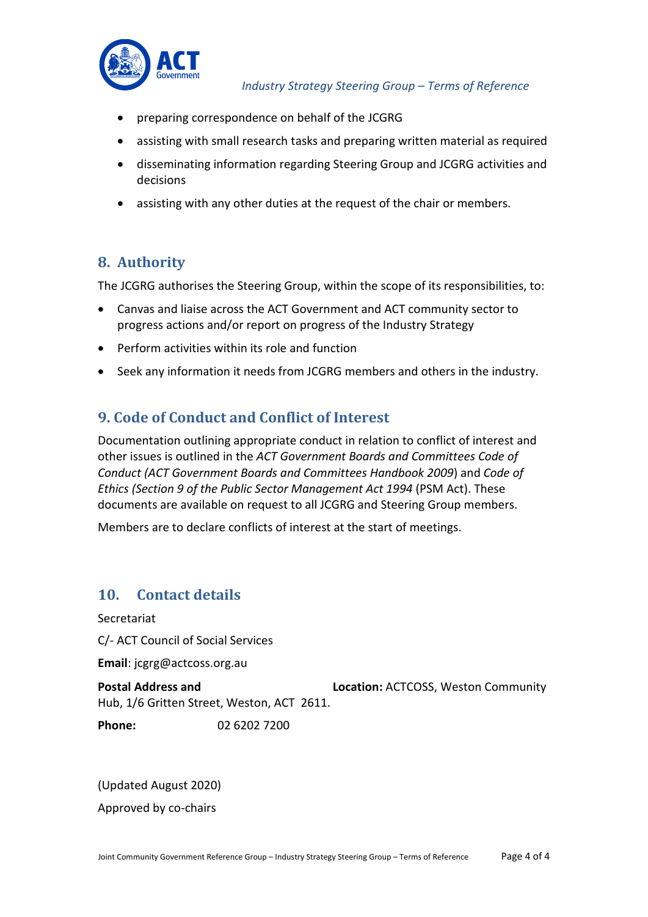- preparing correspondence on behalf of the JCGRG
- assisting with small research tasks and preparing written material as required
- disseminating information regarding Steering Group and JCGRG activities and decisions
- assisting with any other duties at the request of the chair or members.

## 8. Authority

The JCGRG authorises the Steering Group, within the scope of its responsibilities, to:

- Canvas and liaise across the ACT Government and ACT community sector to progress actions and/or report on progress of the Industry Strategy
- Perform activities within its role and function
- Seek any information it needs from JCGRG members and others in the industry.

## 9. Code of Conduct and Conflict of Interest

Documentation outlining appropriate conduct in relation to conflict of interest and other issues is outlined in the *ACT Government Boards and Committees Code of Conduct (ACT Government Boards and Committees Handbook 2009*) and *Code of Ethics (Section 9 of the Public Sector Management Act 1994* (PSM Act). These documents are available on request to all JCGRG and Steering Group members.

Members are to declare conflicts of interest at the start of meetings.

## 10. Contact details

Secretariat

C/- ACT Council of Social Services

**Email**: jcgrg@actcoss.org.au

**Postal Address and Location:** ACTCOSS, Weston Community Hub, 1/6 Gritten Street, Weston, ACT 2611.

**Phone:** 02 6202 7200

(Updated August 2020)

Approved by co-chairs